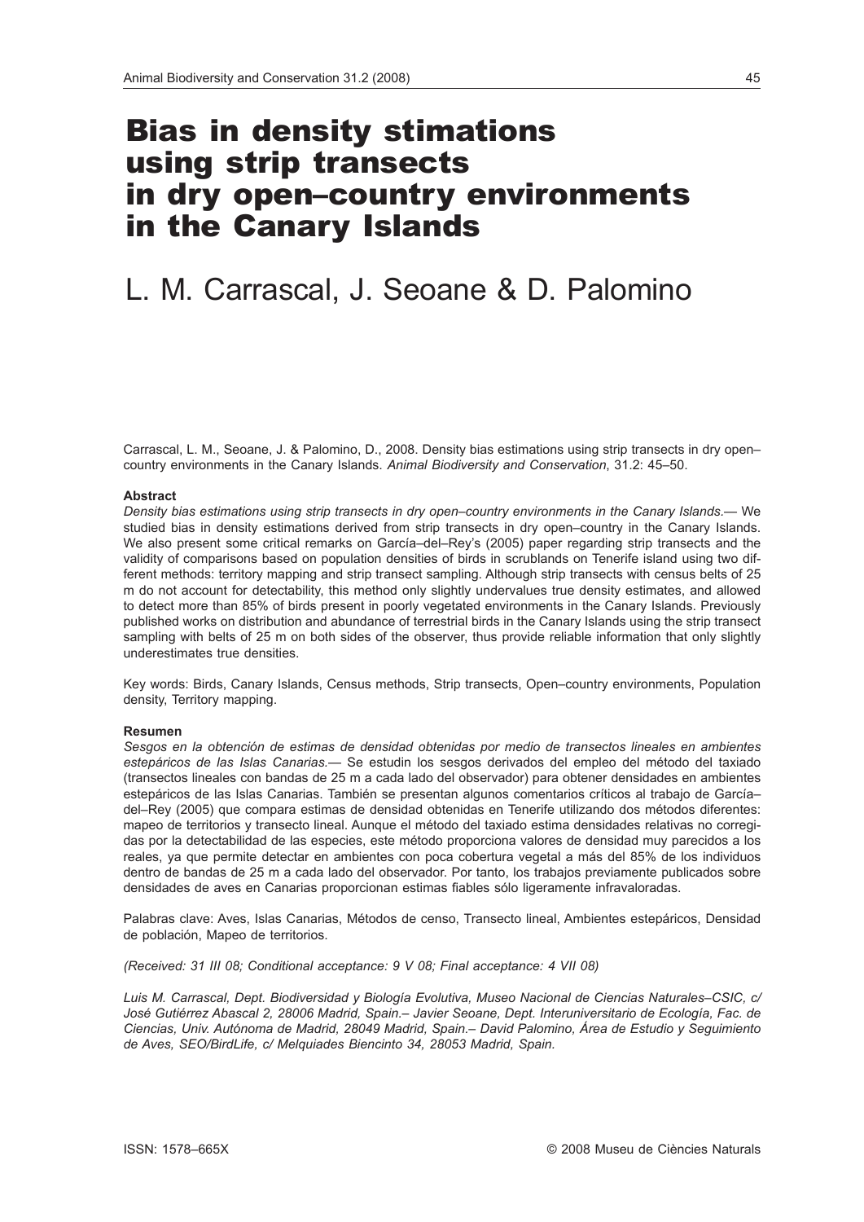# Bias in density stimations using strip transects in dry open–country environments in the Canary Islands

## L. M. Carrascal, J. Seoane & D. Palomino

Carrascal, L. M., Seoane, J. & Palomino, D., 2008. Density bias estimations using strip transects in dry open–country environments in the Canary Islands. *Animal Biodiversity and Conservation*, 31.2: 45–50.

### Abstract

*Density bias estimations using strip transects in dry open–country environments in the Canary Islands.*— We studied bias in density estimations derived from strip transects in dry open–country in the Canary Islands. We also present some critical remarks on García–del–Rey's (2005) paper regarding strip transects and the validity of comparisons based on population densities of birds in scrublands on Tenerife island using two different methods: territory mapping and strip transect sampling. Although strip transects with census belts of 25 m do not account for detectability, this method only slightly undervalues true density estimates, and allowed to detect more than 85% of birds present in poorly vegetated environments in the Canary Islands. Previously published works on distribution and abundance of terrestrial birds in the Canary Islands using the strip transect sampling with belts of 25 m on both sides of the observer, thus provide reliable information that only slightly underestimates true densities.

Key words: Birds, Canary Islands, Census methods, Strip transects, Open–country environments, Population density, Territory mapping.

### Resumen

*Sesgos en la obtención de estimas de densidad obtenidas por medio de transectos lineales en ambientes estepáricos de las Islas Canarias.*— Se estudin los sesgos derivados del empleo del método del taxiado (transectos lineales con bandas de 25 m a cada lado del observador) para obtener densidades en ambientes estepáricos de las Islas Canarias. También se presentan algunos comentarios críticos al trabajo de García–del–Rey (2005) que compara estimas de densidad obtenidas en Tenerife utilizando dos métodos diferentes: mapeo de territorios y transecto lineal. Aunque el método del taxiado estima densidades relativas no corregidas por la detectabilidad de las especies, este método proporciona valores de densidad muy parecidos a los reales, ya que permite detectar en ambientes con poca cobertura vegetal a más del 85% de los individuos dentro de bandas de 25 m a cada lado del observador. Por tanto, los trabajos previamente publicados sobre densidades de aves en Canarias proporcionan estimas fiables sólo ligeramente infravaloradas.

Palabras clave: Aves, Islas Canarias, Métodos de censo, Transecto lineal, Ambientes estepáricos, Densidad de población, Mapeo de territorios.

*(Received: 31 III 08; Conditional acceptance: 9 V 08; Final acceptance: 4 VII 08)*

*Luis M. Carrascal, Dept. Biodiversidad y Biología Evolutiva, Museo Nacional de Ciencias Naturales–CSIC, c/ José Gutiérrez Abascal 2, 28006 Madrid, Spain.– Javier Seoane, Dept. Interuniversitario de Ecología, Fac. de Ciencias, Univ. Autónoma de Madrid, 28049 Madrid, Spain.– David Palomino, Área de Estudio y Seguimiento de Aves, SEO/BirdLife, c/ Melquiades Biencinto 34, 28053 Madrid, Spain.*

ISSN: 1578–665X © 2008 Museu de Ciències Naturals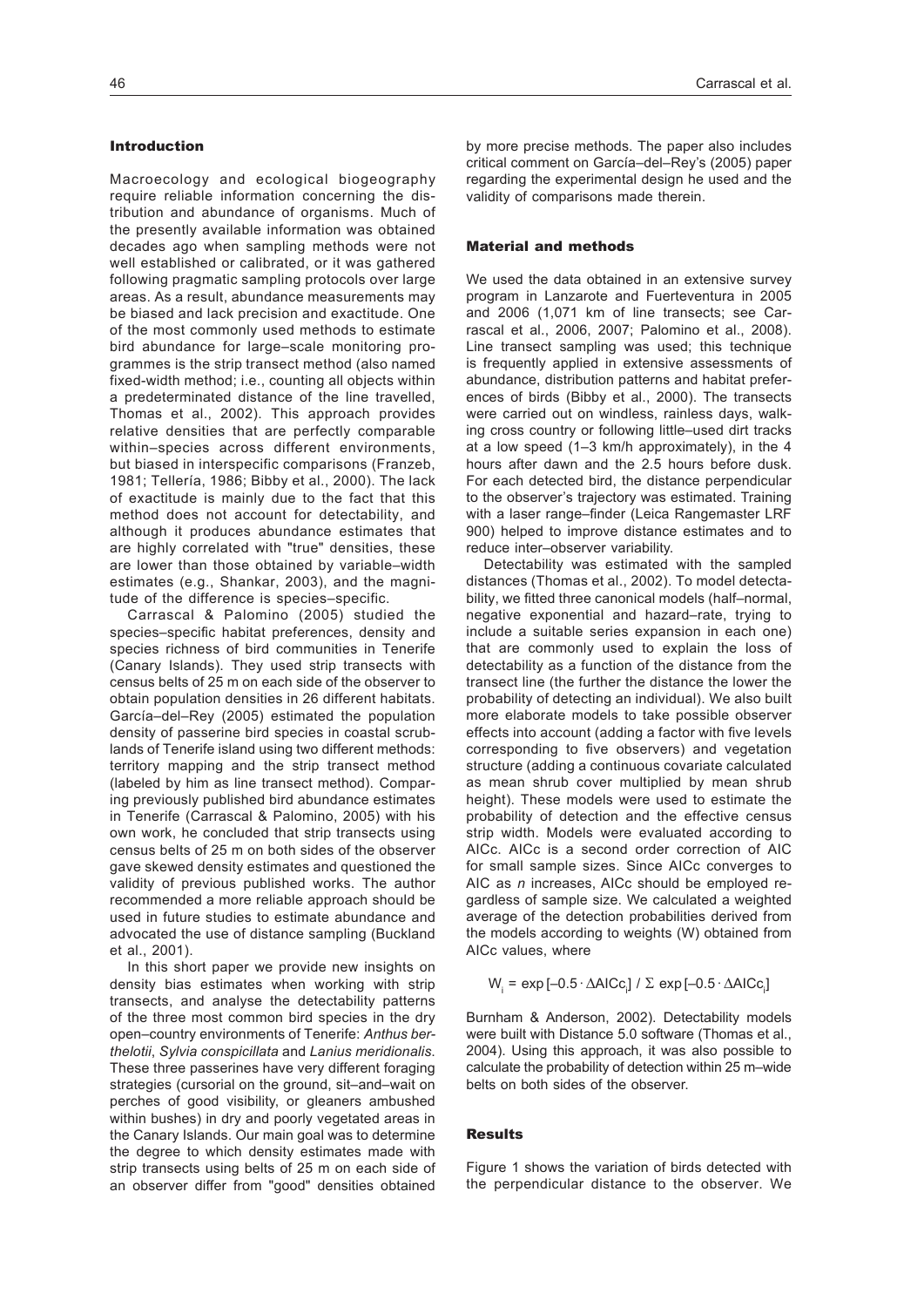## Introduction

Macroecology and ecological biogeography require reliable information concerning the distribution and abundance of organisms. Much of the presently available information was obtained decades ago when sampling methods were not well established or calibrated, or it was gathered following pragmatic sampling protocols over large areas. As a result, abundance measurements may be biased and lack precision and exactitude. One of the most commonly used methods to estimate bird abundance for large–scale monitoring programmes is the strip transect method (also named fixed-width method; i.e., counting all objects within a predeterminated distance of the line travelled, Thomas et al., 2002). This approach provides relative densities that are perfectly comparable within–species across different environments, but biased in interspecific comparisons (Franzeb, 1981; Tellería, 1986; Bibby et al., 2000). The lack of exactitude is mainly due to the fact that this method does not account for detectability, and although it produces abundance estimates that are highly correlated with "true" densities, these are lower than those obtained by variable–width estimates (e.g., Shankar, 2003), and the magnitude of the difference is species–specific.

Carrascal & Palomino (2005) studied the species–specific habitat preferences, density and species richness of bird communities in Tenerife (Canary Islands). They used strip transects with census belts of 25 m on each side of the observer to obtain population densities in 26 different habitats. García–del–Rey (2005) estimated the population density of passerine bird species in coastal scrublands of Tenerife island using two different methods: territory mapping and the strip transect method (labeled by him as line transect method). Comparing previously published bird abundance estimates in Tenerife (Carrascal & Palomino, 2005) with his own work, he concluded that strip transects using census belts of 25 m on both sides of the observer gave skewed density estimates and questioned the validity of previous published works. The author recommended a more reliable approach should be used in future studies to estimate abundance and advocated the use of distance sampling (Buckland et al., 2001).

In this short paper we provide new insights on density bias estimates when working with strip transects, and analyse the detectability patterns of the three most common bird species in the dry open–country environments of Tenerife: *Anthus berthelotii*, *Sylvia conspicillata* and *Lanius meridionalis*. These three passerines have very different foraging strategies (cursorial on the ground, sit–and–wait on perches of good visibility, or gleaners ambushed within bushes) in dry and poorly vegetated areas in the Canary Islands. Our main goal was to determine the degree to which density estimates made with strip transects using belts of 25 m on each side of an observer differ from "good" densities obtained by more precise methods. The paper also includes critical comment on García–del–Rey's (2005) paper regarding the experimental design he used and the validity of comparisons made therein.

## Material and methods

We used the data obtained in an extensive survey program in Lanzarote and Fuerteventura in 2005 and 2006 (1,071 km of line transects; see Carrascal et al., 2006, 2007; Palomino et al., 2008). Line transect sampling was used; this technique is frequently applied in extensive assessments of abundance, distribution patterns and habitat preferences of birds (Bibby et al., 2000). The transects were carried out on windless, rainless days, walking cross country or following little–used dirt tracks at a low speed (1–3 km/h approximately), in the 4 hours after dawn and the 2.5 hours before dusk. For each detected bird, the distance perpendicular to the observer's trajectory was estimated. Training with a laser range–finder (Leica Rangemaster LRF 900) helped to improve distance estimates and to reduce inter–observer variability.

Detectability was estimated with the sampled distances (Thomas et al., 2002). To model detectability, we fitted three canonical models (half–normal, negative exponential and hazard–rate, trying to include a suitable series expansion in each one) that are commonly used to explain the loss of detectability as a function of the distance from the transect line (the further the distance the lower the probability of detecting an individual). We also built more elaborate models to take possible observer effects into account (adding a factor with five levels corresponding to five observers) and vegetation structure (adding a continuous covariate calculated as mean shrub cover multiplied by mean shrub height). These models were used to estimate the probability of detection and the effective census strip width. Models were evaluated according to AICc. AICc is a second order correction of AIC for small sample sizes. Since AICc converges to AIC as *n* increases, AICc should be employed regardless of sample size. We calculated a weighted average of the detection probabilities derived from the models according to weights (W) obtained from AICc values, where

$$W_i = \exp[-0.5 \cdot \Delta AICc_i] \,/\, \Sigma \exp[-0.5 \cdot \Delta AICc_i]$$

Burnham & Anderson, 2002). Detectability models were built with Distance 5.0 software (Thomas et al., 2004). Using this approach, it was also possible to calculate the probability of detection within 25 m–wide belts on both sides of the observer.

## Results

Figure 1 shows the variation of birds detected with the perpendicular distance to the observer. We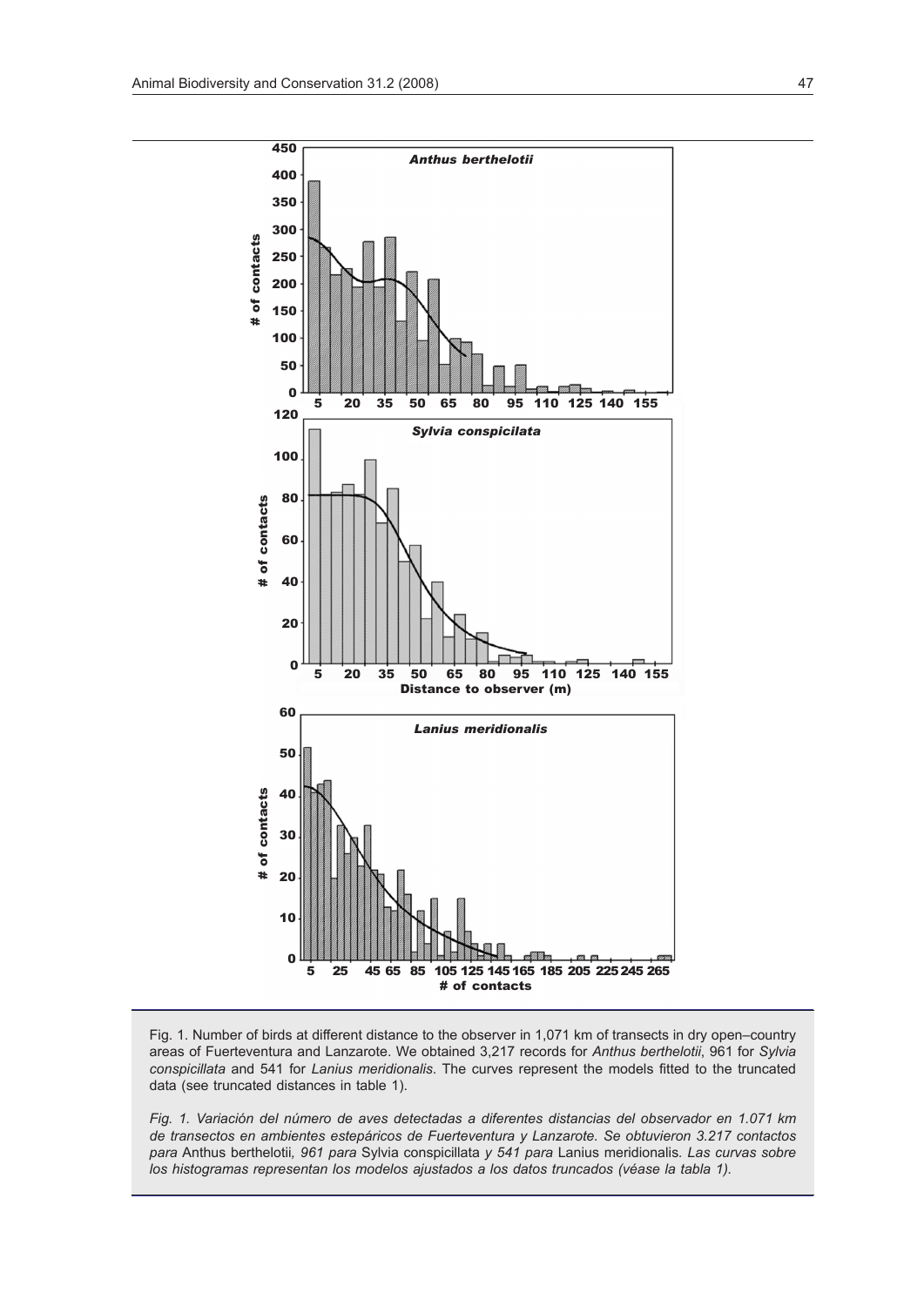Fig. 1. Number of birds at different distance to the observer in 1,071 km of transects in dry open–country areas of Fuerteventura and Lanzarote. We obtained 3,217 records for *Anthus berthelotii*, 961 for *Sylvia conspicillata* and 541 for *Lanius meridionalis*. The curves represent the models fitted to the truncated data (see truncated distances in table 1).

*Fig. 1. Variación del número de aves detectadas a diferentes distancias del observador en 1.071 km de transectos en ambientes estepáricos de Fuerteventura y Lanzarote. Se obtuvieron 3.217 contactos para* Anthus berthelotii*, 961 para* Sylvia conspicillata *y 541 para* Lanius meridionalis*. Las curvas sobre los histogramas representan los modelos ajustados a los datos truncados (véase la tabla 1).*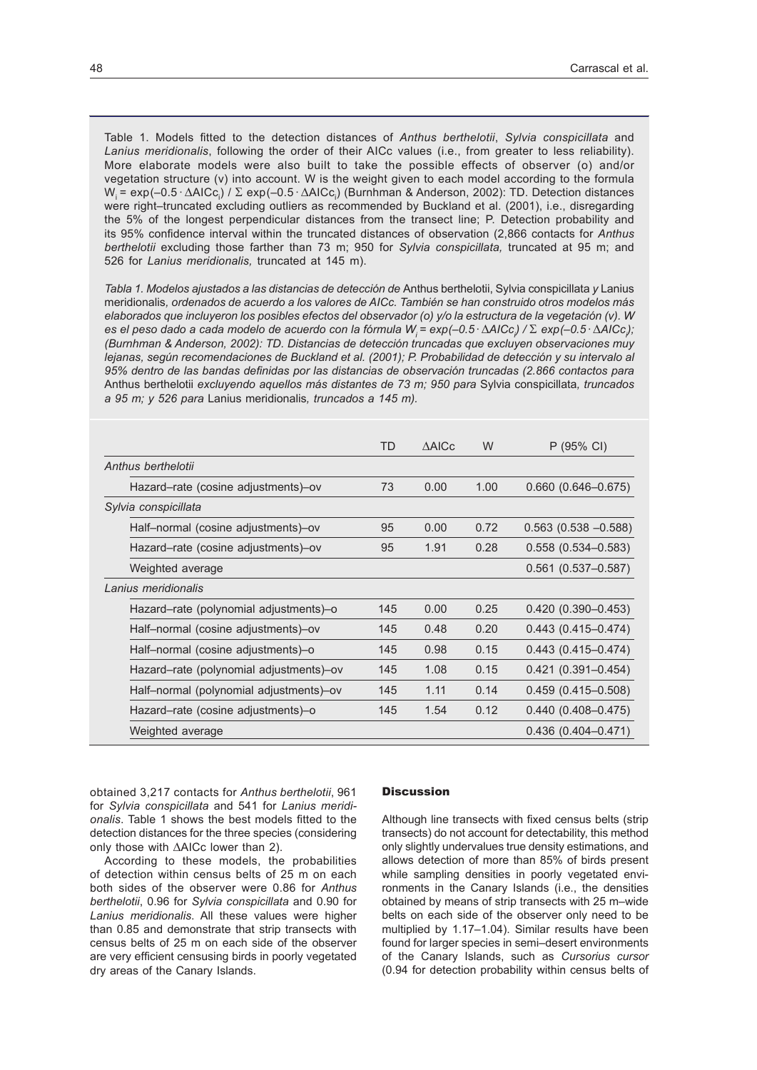Table 1. Models fitted to the detection distances of *Anthus berthelotii*, *Sylvia conspicillata* and *Lanius meridionalis*, following the order of their AICc values (i.e., from greater to less reliability). More elaborate models were also built to take the possible effects of observer (o) and/or vegetation structure (v) into account. W is the weight given to each model according to the formula $W_i = \exp(-0.5 \cdot \Delta AICc_i) / \Sigma \exp(-0.5 \cdot \Delta AICc_i)$ (Burnhman & Anderson, 2002): TD. Detection distances were right–truncated excluding outliers as recommended by Buckland et al. (2001), i.e., disregarding the 5% of the longest perpendicular distances from the transect line; P. Detection probability and its 95% confidence interval within the truncated distances of observation (2,866 contacts for *Anthus berthelotii* excluding those farther than 73 m; 950 for *Sylvia conspicillata,* truncated at 95 m; and 526 for *Lanius meridionalis,* truncated at 145 m).

*Tabla 1. Modelos ajustados a las distancias de detección de* Anthus berthelotii, Sylvia conspicillata *y* Lanius meridionalis*, ordenados de acuerdo a los valores de AICc. También se han construido otros modelos más elaborados que incluyeron los posibles efectos del observador (o) y/o la estructura de la vegetación (v). W es el peso dado a cada modelo de acuerdo con la fórmula* $W_i = \exp(-0.5 \cdot \Delta AICc_i) / \Sigma \exp(-0.5 \cdot \Delta AICc_i)$*; (Burnhman & Anderson, 2002): TD. Distancias de detección truncadas que excluyen observaciones muy lejanas, según recomendaciones de Buckland et al. (2001); P. Probabilidad de detección y su intervalo al 95% dentro de las bandas definidas por las distancias de observación truncadas (2.866 contactos para* Anthus berthelotii *excluyendo aquellos más distantes de 73 m; 950 para* Sylvia conspicillata*, truncados a 95 m; y 526 para* Lanius meridionalis*, truncados a 145 m).*

| | TD | ΔAICc | W | P (95% CI) |
|---|---|---|---|---|
| *Anthus berthelotii* | | | | |
| Hazard–rate (cosine adjustments)–ov | 73 | 0.00 | 1.00 | 0.660 (0.646–0.675) |
| *Sylvia conspicillata* | | | | |
| Half–normal (cosine adjustments)–ov | 95 | 0.00 | 0.72 | 0.563 (0.538 –0.588) |
| Hazard–rate (cosine adjustments)–ov | 95 | 1.91 | 0.28 | 0.558 (0.534–0.583) |
| Weighted average | | | | 0.561 (0.537–0.587) |
| *Lanius meridionalis* | | | | |
| Hazard–rate (polynomial adjustments)–o | 145 | 0.00 | 0.25 | 0.420 (0.390–0.453) |
| Half–normal (cosine adjustments)–ov | 145 | 0.48 | 0.20 | 0.443 (0.415–0.474) |
| Half–normal (cosine adjustments)–o | 145 | 0.98 | 0.15 | 0.443 (0.415–0.474) |
| Hazard–rate (polynomial adjustments)–ov | 145 | 1.08 | 0.15 | 0.421 (0.391–0.454) |
| Half–normal (polynomial adjustments)–ov | 145 | 1.11 | 0.14 | 0.459 (0.415–0.508) |
| Hazard–rate (cosine adjustments)–o | 145 | 1.54 | 0.12 | 0.440 (0.408–0.475) |
| Weighted average | | | | 0.436 (0.404–0.471) |

obtained 3,217 contacts for *Anthus berthelotii*, 961 for *Sylvia conspicillata* and 541 for *Lanius meridionalis*. Table 1 shows the best models fitted to the detection distances for the three species (considering only those with ΔAICc lower than 2).

According to these models, the probabilities of detection within census belts of 25 m on each both sides of the observer were 0.86 for *Anthus berthelotii*, 0.96 for *Sylvia conspicillata* and 0.90 for *Lanius meridionalis*. All these values were higher than 0.85 and demonstrate that strip transects with census belts of 25 m on each side of the observer are very efficient censusing birds in poorly vegetated dry areas of the Canary Islands.

## Discussion

Although line transects with fixed census belts (strip transects) do not account for detectability, this method only slightly undervalues true density estimations, and allows detection of more than 85% of birds present while sampling densities in poorly vegetated environments in the Canary Islands (i.e., the densities obtained by means of strip transects with 25 m–wide belts on each side of the observer only need to be multiplied by 1.17–1.04). Similar results have been found for larger species in semi–desert environments of the Canary Islands, such as *Cursorius cursor* (0.94 for detection probability within census belts of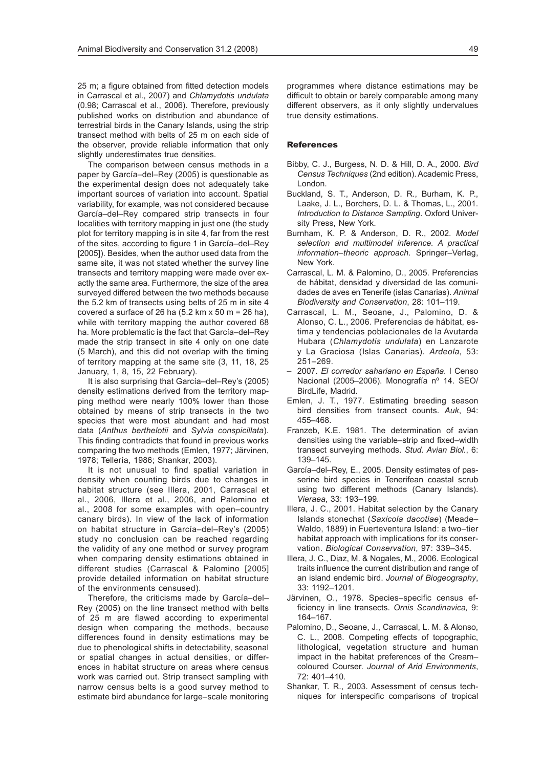25 m; a figure obtained from fitted detection models in Carrascal et al., 2007) and *Chlamydotis undulata* (0.98; Carrascal et al., 2006). Therefore, previously published works on distribution and abundance of terrestrial birds in the Canary Islands, using the strip transect method with belts of 25 m on each side of the observer, provide reliable information that only slightly underestimates true densities.

The comparison between census methods in a paper by García–del–Rey (2005) is questionable as the experimental design does not adequately take important sources of variation into account. Spatial variability, for example, was not considered because García–del–Rey compared strip transects in four localities with territory mapping in just one (the study plot for territory mapping is in site 4, far from the rest of the sites, according to figure 1 in García–del–Rey [2005]). Besides, when the author used data from the same site, it was not stated whether the survey line transects and territory mapping were made over exactly the same area. Furthermore, the size of the area surveyed differed between the two methods because the 5.2 km of transects using belts of 25 m in site 4 covered a surface of 26 ha (5.2 km x 50 m = 26 ha), while with territory mapping the author covered 68 ha. More problematic is the fact that García–del–Rey made the strip transect in site 4 only on one date (5 March), and this did not overlap with the timing of territory mapping at the same site (3, 11, 18, 25 January, 1, 8, 15, 22 February).

It is also surprising that García–del–Rey's (2005) density estimations derived from the territory mapping method were nearly 100% lower than those obtained by means of strip transects in the two species that were most abundant and had most data (*Anthus berthelotii* and *Sylvia conspicillata*). This finding contradicts that found in previous works comparing the two methods (Emlen, 1977; Järvinen, 1978; Tellería, 1986; Shankar, 2003).

It is not unusual to find spatial variation in density when counting birds due to changes in habitat structure (see Illera, 2001, Carrascal et al., 2006, Illera et al., 2006, and Palomino et al., 2008 for some examples with open–country canary birds). In view of the lack of information on habitat structure in García–del–Rey's (2005) study no conclusion can be reached regarding the validity of any one method or survey program when comparing density estimations obtained in different studies (Carrascal & Palomino [2005] provide detailed information on habitat structure of the environments censused).

Therefore, the criticisms made by García–del–Rey (2005) on the line transect method with belts of 25 m are flawed according to experimental design when comparing the methods, because differences found in density estimations may be due to phenological shifts in detectability, seasonal or spatial changes in actual densities, or differences in habitat structure on areas where census work was carried out. Strip transect sampling with narrow census belts is a good survey method to estimate bird abundance for large–scale monitoring programmes where distance estimations may be difficult to obtain or barely comparable among many different observers, as it only slightly undervalues true density estimations.

## References

Bibby, C. J., Burgess, N. D. & Hill, D. A., 2000. *Bird Census Techniques* (2nd edition). Academic Press, London.

Buckland, S. T., Anderson, D. R., Burham, K. P., Laake, J. L., Borchers, D. L. & Thomas, L., 2001. *Introduction to Distance Sampling*. Oxford University Press, New York.

Burnham, K. P. & Anderson, D. R., 2002. *Model selection and multimodel inference. A practical information–theoric approach*. Springer–Verlag, New York.

Carrascal, L. M. & Palomino, D., 2005. Preferencias de hábitat, densidad y diversidad de las comunidades de aves en Tenerife (islas Canarias). *Animal Biodiversity and Conservation*, 28: 101–119.

Carrascal, L. M., Seoane, J., Palomino, D. & Alonso, C. L., 2006. Preferencias de hábitat, estima y tendencias poblacionales de la Avutarda Hubara (*Chlamydotis undulata*) en Lanzarote y La Graciosa (Islas Canarias). *Ardeola*, 53: 251–269.

– 2007. *El corredor sahariano en España.* I Censo Nacional (2005–2006). Monografía nº 14. SEO/BirdLife, Madrid.

Emlen, J. T., 1977. Estimating breeding season bird densities from transect counts. *Auk*, 94: 455–468.

Franzeb, K.E. 1981. The determination of avian densities using the variable–strip and fixed–width transect surveying methods. *Stud. Avian Biol.*, 6: 139–145.

García–del–Rey, E., 2005. Density estimates of passerine bird species in Tenerifean coastal scrub using two different methods (Canary Islands). *Vieraea*, 33: 193–199.

Illera, J. C., 2001. Habitat selection by the Canary Islands stonechat (*Saxicola dacotiae*) (Meade–Waldo, 1889) in Fuerteventura Island: a two–tier habitat approach with implications for its conservation. *Biological Conservation*, 97: 339–345.

Illera, J. C., Diaz, M. & Nogales, M., 2006. Ecological traits influence the current distribution and range of an island endemic bird. *Journal of Biogeography*, 33: 1192–1201.

Järvinen, O., 1978. Species–specific census efficiency in line transects. *Ornis Scandinavica,* 9: 164–167.

Palomino, D., Seoane, J., Carrascal, L. M. & Alonso, C. L., 2008. Competing effects of topographic, lithological, vegetation structure and human impact in the habitat preferences of the Cream–coloured Courser. *Journal of Arid Environments*, 72: 401–410.

Shankar, T. R., 2003. Assessment of census techniques for interspecific comparisons of tropical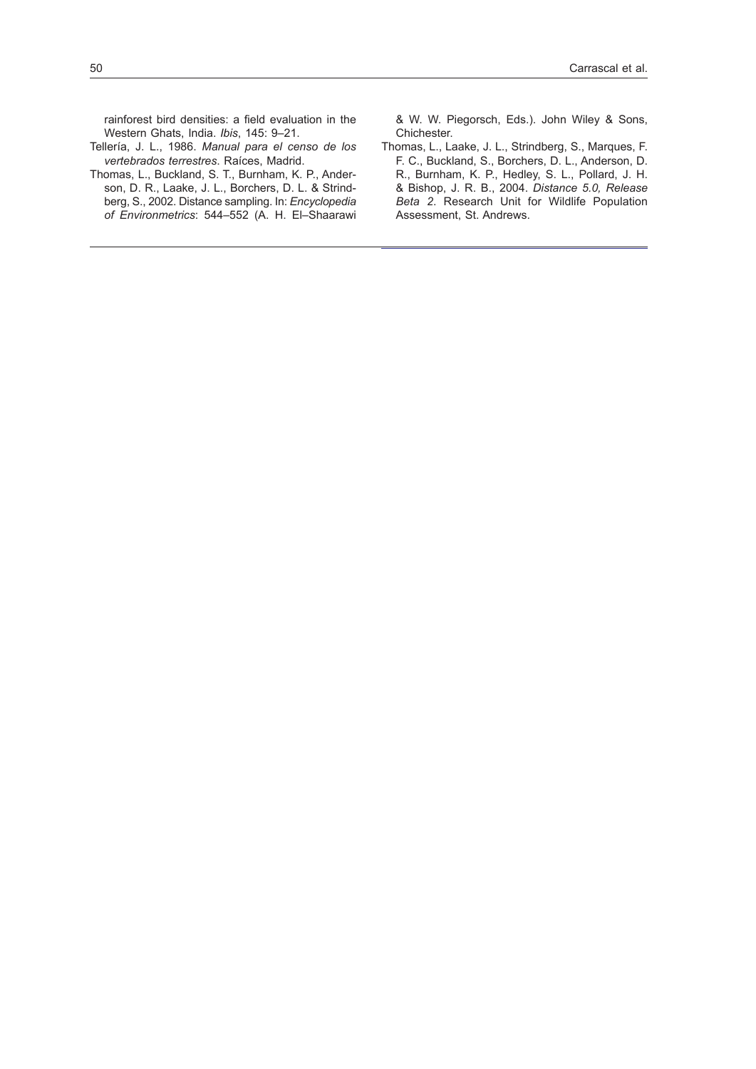rainforest bird densities: a field evaluation in the Western Ghats, India. *Ibis*, 145: 9–21.

Tellería, J. L., 1986. *Manual para el censo de los vertebrados terrestres*. Raíces, Madrid.

Thomas, L., Buckland, S. T., Burnham, K. P., Anderson, D. R., Laake, J. L., Borchers, D. L. & Strindberg, S., 2002. Distance sampling. In: *Encyclopedia of Environmetrics*: 544–552 (A. H. El–Shaarawi & W. W. Piegorsch, Eds.). John Wiley & Sons, Chichester.

Thomas, L., Laake, J. L., Strindberg, S., Marques, F. F. C., Buckland, S., Borchers, D. L., Anderson, D. R., Burnham, K. P., Hedley, S. L., Pollard, J. H. & Bishop, J. R. B., 2004. *Distance 5.0, Release Beta 2*. Research Unit for Wildlife Population Assessment, St. Andrews.